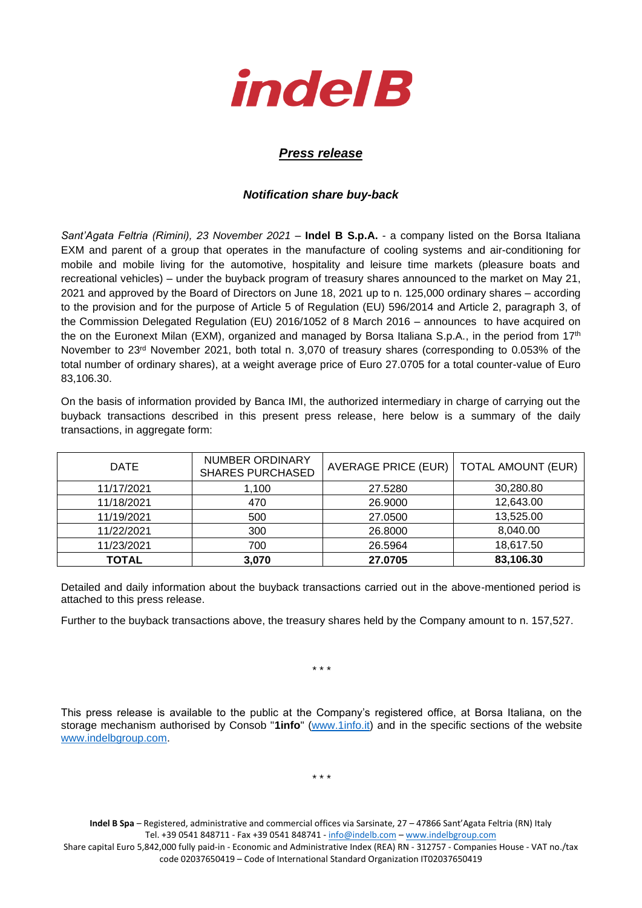indel B

## *Press release*

### *Notification share buy-back*

*Sant'Agata Feltria (Rimini), 23 November 2021* – **Indel B S.p.A.** - a company listed on the Borsa Italiana EXM and parent of a group that operates in the manufacture of cooling systems and air-conditioning for mobile and mobile living for the automotive, hospitality and leisure time markets (pleasure boats and recreational vehicles) – under the buyback program of treasury shares announced to the market on May 21, 2021 and approved by the Board of Directors on June 18, 2021 up to n. 125,000 ordinary shares – according to the provision and for the purpose of Article 5 of Regulation (EU) 596/2014 and Article 2, paragraph 3, of the Commission Delegated Regulation (EU) 2016/1052 of 8 March 2016 – announces to have acquired on the on the Euronext Milan (EXM), organized and managed by Borsa Italiana S.p.A., in the period from 17th November to 23rd November 2021, both total n. 3,070 of treasury shares (corresponding to 0.053% of the total number of ordinary shares), at a weight average price of Euro 27.0705 for a total counter-value of Euro 83,106.30.

On the basis of information provided by Banca IMI, the authorized intermediary in charge of carrying out the buyback transactions described in this present press release, here below is a summary of the daily transactions, in aggregate form:

| DATE | NUMBER ORDINARY SHARES PURCHASED | AVERAGE PRICE (EUR) | TOTAL AMOUNT (EUR) |
|---|---|---|---|
| 11/17/2021 | 1,100 | 27.5280 | 30,280.80 |
| 11/18/2021 | 470 | 26.9000 | 12,643.00 |
| 11/19/2021 | 500 | 27.0500 | 13,525.00 |
| 11/22/2021 | 300 | 26.8000 | 8,040.00 |
| 11/23/2021 | 700 | 26.5964 | 18,617.50 |
| **TOTAL** | **3,070** | **27.0705** | **83,106.30** |

Detailed and daily information about the buyback transactions carried out in the above-mentioned period is attached to this press release.

Further to the buyback transactions above, the treasury shares held by the Company amount to n. 157,527.

\* \* \*

This press release is available to the public at the Company's registered office, at Borsa Italiana, on the storage mechanism authorised by Consob "**1info**" (www.1info.it) and in the specific sections of the website www.indelbgroup.com.

\* \* \*

**Indel B Spa** – Registered, administrative and commercial offices via Sarsinate, 27 – 47866 Sant'Agata Feltria (RN) Italy
Tel. +39 0541 848711 - Fax +39 0541 848741 - info@indelb.com – www.indelbgroup.com
Share capital Euro 5,842,000 fully paid-in - Economic and Administrative Index (REA) RN - 312757 - Companies House - VAT no./tax code 02037650419 – Code of International Standard Organization IT02037650419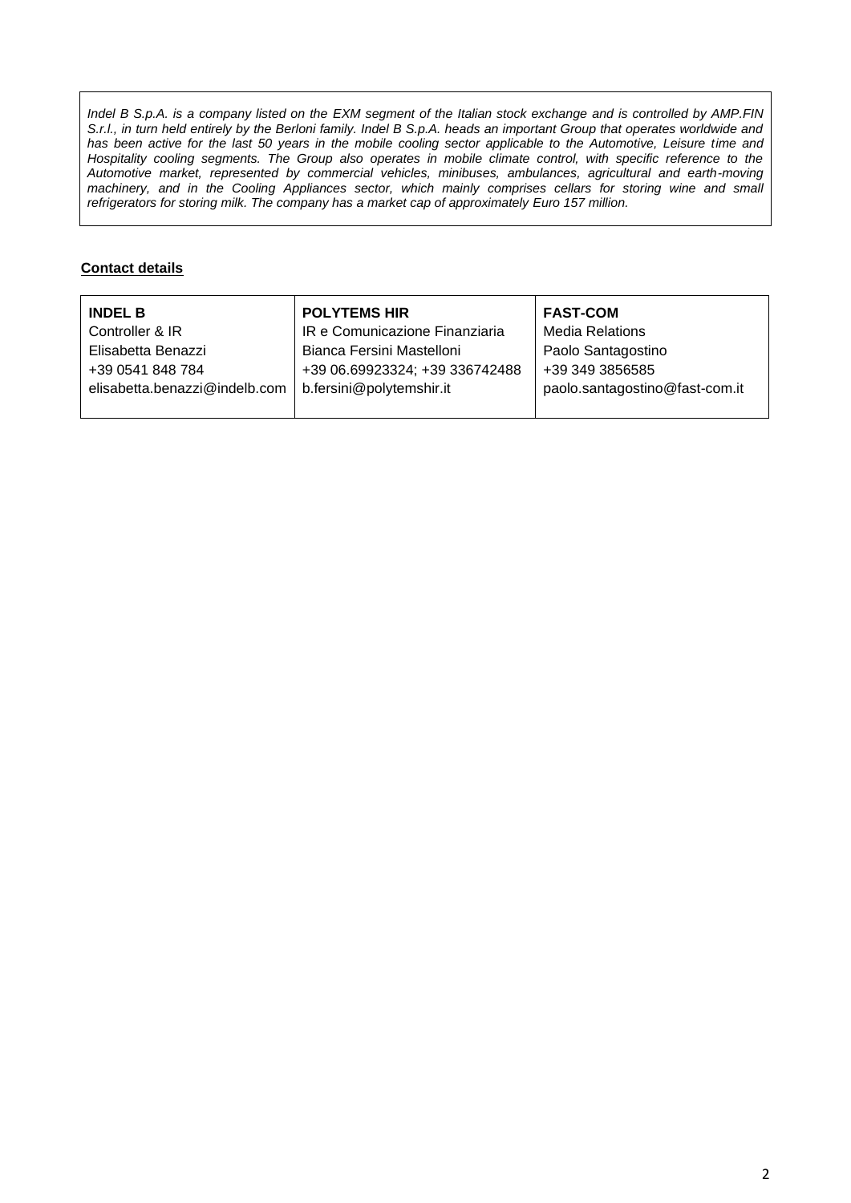*Indel B S.p.A. is a company listed on the EXM segment of the Italian stock exchange and is controlled by AMP.FIN S.r.l., in turn held entirely by the Berloni family. Indel B S.p.A. heads an important Group that operates worldwide and has been active for the last 50 years in the mobile cooling sector applicable to the Automotive, Leisure time and Hospitality cooling segments. The Group also operates in mobile climate control, with specific reference to the Automotive market, represented by commercial vehicles, minibuses, ambulances, agricultural and earth-moving machinery, and in the Cooling Appliances sector, which mainly comprises cellars for storing wine and small refrigerators for storing milk. The company has a market cap of approximately Euro 157 million.*

**Contact details**

| **INDEL B** | **POLYTEMS HIR** | **FAST-COM** |
|---|---|---|
| Controller & IR | IR e Comunicazione Finanziaria | Media Relations |
| Elisabetta Benazzi | Bianca Fersini Mastelloni | Paolo Santagostino |
| +39 0541 848 784 | +39 06.69923324; +39 336742488 | +39 349 3856585 |
| elisabetta.benazzi@indelb.com | b.fersini@polytemshir.it | paolo.santagostino@fast-com.it |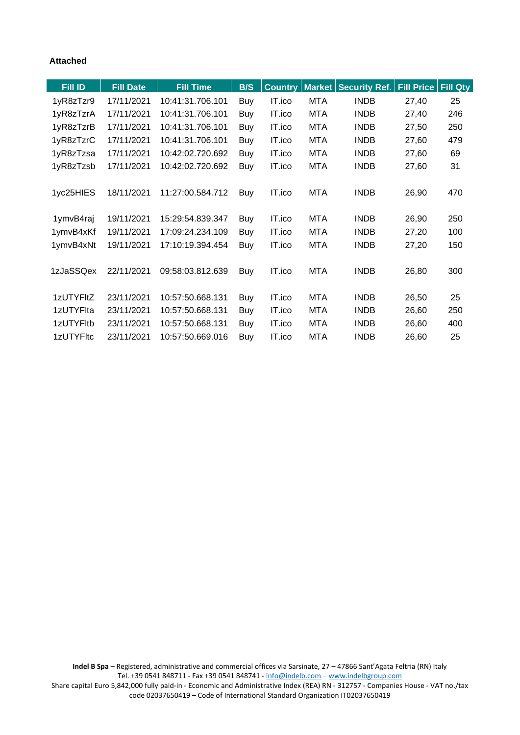**Attached**

| Fill ID | Fill Date | Fill Time | B/S | Country | Market | Security Ref. | Fill Price | Fill Qty |
|---|---|---|---|---|---|---|---|---|
| 1yR8zTzr9 | 17/11/2021 | 10:41:31.706.101 | Buy | IT.ico | MTA | INDB | 27,40 | 25 |
| 1yR8zTzrA | 17/11/2021 | 10:41:31.706.101 | Buy | IT.ico | MTA | INDB | 27,40 | 246 |
| 1yR8zTzrB | 17/11/2021 | 10:41:31.706.101 | Buy | IT.ico | MTA | INDB | 27,50 | 250 |
| 1yR8zTzrC | 17/11/2021 | 10:41:31.706.101 | Buy | IT.ico | MTA | INDB | 27,60 | 479 |
| 1yR8zTzsa | 17/11/2021 | 10:42:02.720.692 | Buy | IT.ico | MTA | INDB | 27,60 | 69 |
| 1yR8zTzsb | 17/11/2021 | 10:42:02.720.692 | Buy | IT.ico | MTA | INDB | 27,60 | 31 |
| 1yc25HIES | 18/11/2021 | 11:27:00.584.712 | Buy | IT.ico | MTA | INDB | 26,90 | 470 |
| 1ymvB4raj | 19/11/2021 | 15:29:54.839.347 | Buy | IT.ico | MTA | INDB | 26,90 | 250 |
| 1ymvB4xKf | 19/11/2021 | 17:09:24.234.109 | Buy | IT.ico | MTA | INDB | 27,20 | 100 |
| 1ymvB4xNt | 19/11/2021 | 17:10:19.394.454 | Buy | IT.ico | MTA | INDB | 27,20 | 150 |
| 1zJaSSQex | 22/11/2021 | 09:58:03.812.639 | Buy | IT.ico | MTA | INDB | 26,80 | 300 |
| 1zUTYFltZ | 23/11/2021 | 10:57:50.668.131 | Buy | IT.ico | MTA | INDB | 26,50 | 25 |
| 1zUTYFlta | 23/11/2021 | 10:57:50.668.131 | Buy | IT.ico | MTA | INDB | 26,60 | 250 |
| 1zUTYFltb | 23/11/2021 | 10:57:50.668.131 | Buy | IT.ico | MTA | INDB | 26,60 | 400 |
| 1zUTYFltc | 23/11/2021 | 10:57:50.669.016 | Buy | IT.ico | MTA | INDB | 26,60 | 25 |

**Indel B Spa** – Registered, administrative and commercial offices via Sarsinate, 27 – 47866 Sant'Agata Feltria (RN) Italy
Tel. +39 0541 848711 - Fax +39 0541 848741 - info@indelb.com – www.indelbgroup.com
Share capital Euro 5,842,000 fully paid-in - Economic and Administrative Index (REA) RN - 312757 - Companies House - VAT no./tax code 02037650419 – Code of International Standard Organization IT02037650419